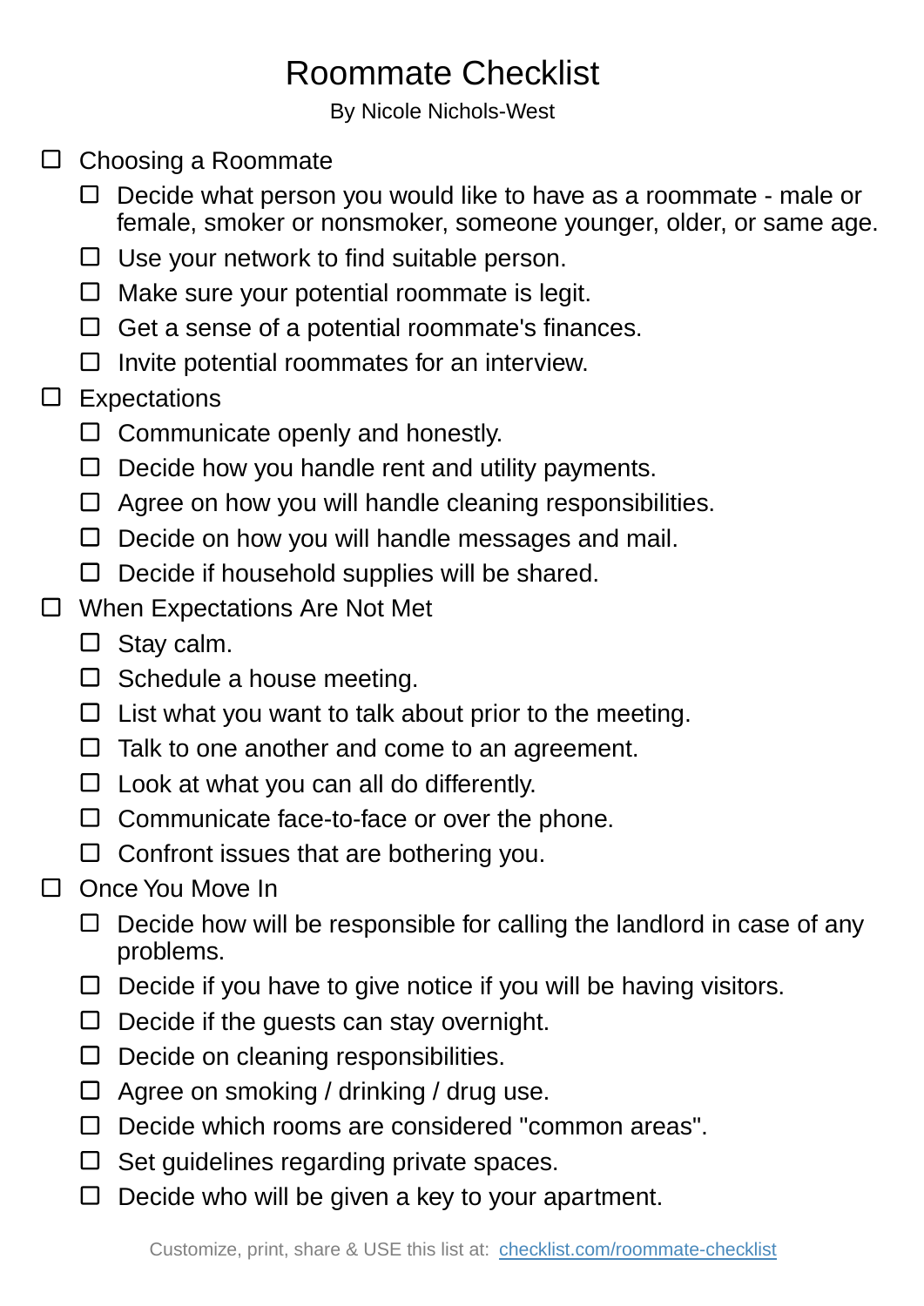# Roommate Checklist

By Nicole Nichols-West

- [ ] Choosing a Roommate
  - [ ] Decide what person you would like to have as a roommate - male or female, smoker or nonsmoker, someone younger, older, or same age.
  - [ ] Use your network to find suitable person.
  - [ ] Make sure your potential roommate is legit.
  - [ ] Get a sense of a potential roommate's finances.
  - [ ] Invite potential roommates for an interview.
- [ ] Expectations
  - [ ] Communicate openly and honestly.
  - [ ] Decide how you handle rent and utility payments.
  - [ ] Agree on how you will handle cleaning responsibilities.
  - [ ] Decide on how you will handle messages and mail.
  - [ ] Decide if household supplies will be shared.
- [ ] When Expectations Are Not Met
  - [ ] Stay calm.
  - [ ] Schedule a house meeting.
  - [ ] List what you want to talk about prior to the meeting.
  - [ ] Talk to one another and come to an agreement.
  - [ ] Look at what you can all do differently.
  - [ ] Communicate face-to-face or over the phone.
  - [ ] Confront issues that are bothering you.
- [ ] Once You Move In
  - [ ] Decide how will be responsible for calling the landlord in case of any problems.
  - [ ] Decide if you have to give notice if you will be having visitors.
  - [ ] Decide if the guests can stay overnight.
  - [ ] Decide on cleaning responsibilities.
  - [ ] Agree on smoking / drinking / drug use.
  - [ ] Decide which rooms are considered "common areas".
  - [ ] Set guidelines regarding private spaces.
  - [ ] Decide who will be given a key to your apartment.

Customize, print, share & USE this list at: [checklist.com/roommate-checklist](https://checklist.com/roommate-checklist)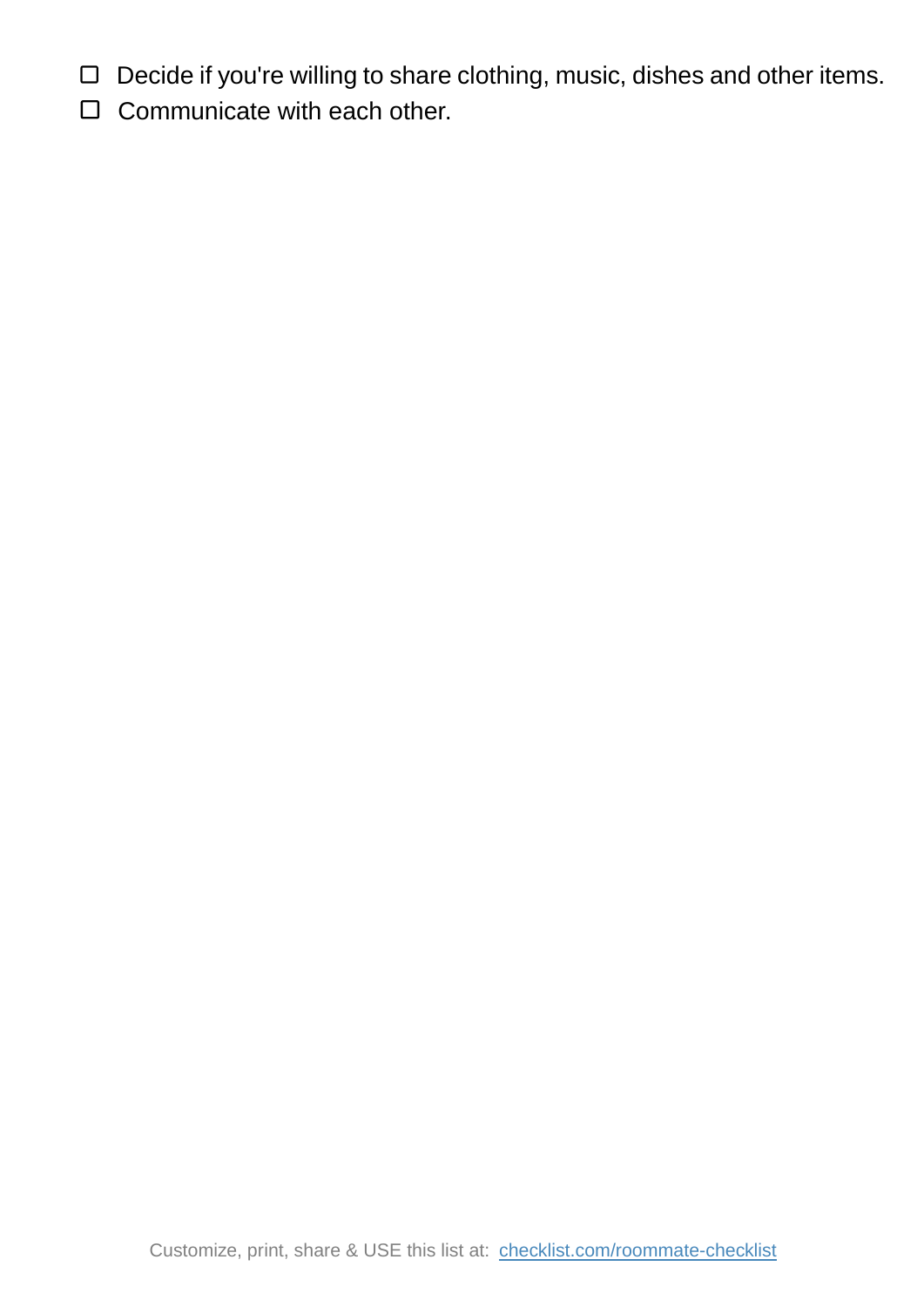- [ ] Decide if you're willing to share clothing, music, dishes and other items.
- [ ] Communicate with each other.

Customize, print, share & USE this list at: [checklist.com/roommate-checklist](checklist.com/roommate-checklist)